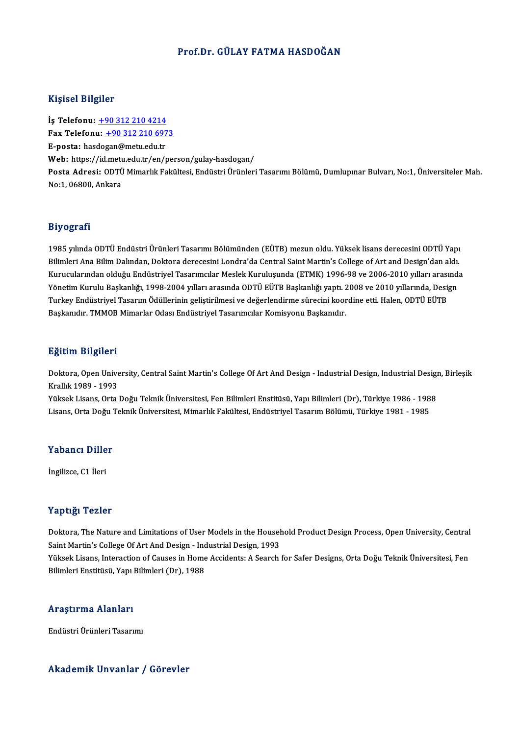# Prof.Dr. GÜLAY FATMA HASDOĞAN

## Kişisel Bilgiler

**İş Telefonu:** +90 312 210 4214
**Fax Telefonu:** +90 312 210 6973
**E-posta:** hasdogan@metu.edu.tr
**Web:** https://id.metu.edu.tr/en/person/gulay-hasdogan/
**Posta Adresi:** ODTÜ Mimarlık Fakültesi, Endüstri Ürünleri Tasarımı Bölümü, Dumlupınar Bulvarı, No:1, Üniversiteler Mah. No:1, 06800, Ankara

## Biyografi

1985 yılında ODTÜ Endüstri Ürünleri Tasarımı Bölümünden (EÜTB) mezun oldu. Yüksek lisans derecesini ODTÜ Yapı Bilimleri Ana Bilim Dalından, Doktora derecesini Londra'da Central Saint Martin's College of Art and Design'dan aldı. Kurucularından olduğu Endüstriyel Tasarımcılar Meslek Kuruluşunda (ETMK) 1996-98 ve 2006-2010 yılları arasında Yönetim Kurulu Başkanlığı, 1998-2004 yılları arasında ODTÜ EÜTB Başkanlığı yaptı. 2008 ve 2010 yıllarında, Design Turkey Endüstriyel Tasarım Ödüllerinin geliştirilmesi ve değerlendirme sürecini koordine etti. Halen, ODTÜ EÜTB Başkanıdır. TMMOB Mimarlar Odası Endüstriyel Tasarımcılar Komisyonu Başkanıdır.

## Eğitim Bilgileri

Doktora, Open University, Central Saint Martin's College Of Art And Design - Industrial Design, Industrial Design, Birleşik Krallık 1989 - 1993
Yüksek Lisans, Orta Doğu Teknik Üniversitesi, Fen Bilimleri Enstitüsü, Yapı Bilimleri (Dr), Türkiye 1986 - 1988
Lisans, Orta Doğu Teknik Üniversitesi, Mimarlık Fakültesi, Endüstriyel Tasarım Bölümü, Türkiye 1981 - 1985

## Yabancı Diller

İngilizce, C1 İleri

## Yaptığı Tezler

Doktora, The Nature and Limitations of User Models in the Household Product Design Process, Open University, Central Saint Martin's College Of Art And Design - Industrial Design, 1993
Yüksek Lisans, Interaction of Causes in Home Accidents: A Search for Safer Designs, Orta Doğu Teknik Üniversitesi, Fen Bilimleri Enstitüsü, Yapı Bilimleri (Dr), 1988

## Araştırma Alanları

Endüstri Ürünleri Tasarımı

## Akademik Unvanlar / Görevler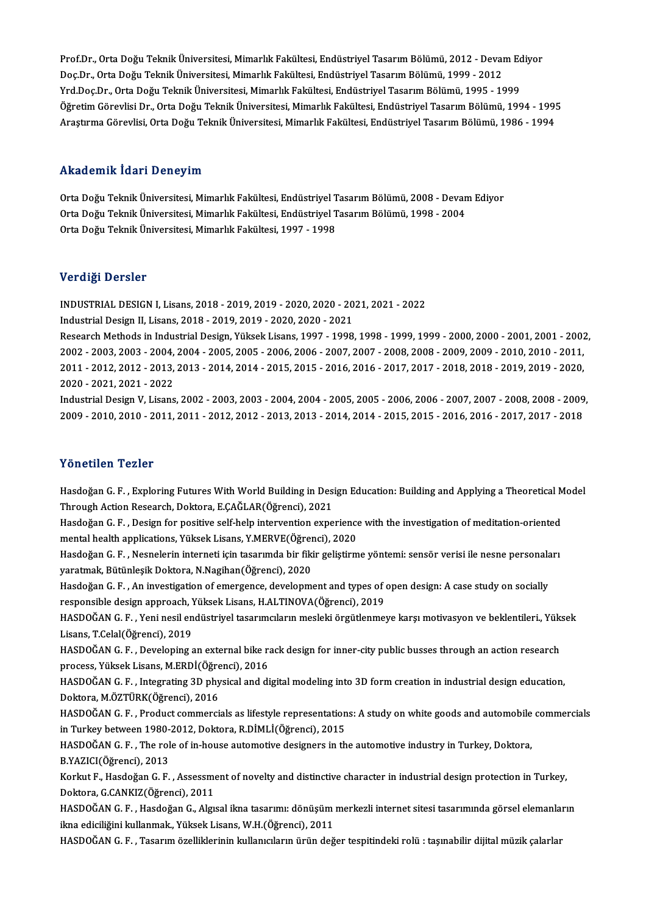Prof.Dr., Orta Doğu Teknik Üniversitesi, Mimarlık Fakültesi, Endüstriyel Tasarım Bölümü, 2012 - Devam Ediyor
Doç.Dr., Orta Doğu Teknik Üniversitesi, Mimarlık Fakültesi, Endüstriyel Tasarım Bölümü, 1999 - 2012
Yrd.Doç.Dr., Orta Doğu Teknik Üniversitesi, Mimarlık Fakültesi, Endüstriyel Tasarım Bölümü, 1995 - 1999
Öğretim Görevlisi Dr., Orta Doğu Teknik Üniversitesi, Mimarlık Fakültesi, Endüstriyel Tasarım Bölümü, 1994 - 1995
Araştırma Görevlisi, Orta Doğu Teknik Üniversitesi, Mimarlık Fakültesi, Endüstriyel Tasarım Bölümü, 1986 - 1994

## Akademik İdari Deneyim

Orta Doğu Teknik Üniversitesi, Mimarlık Fakültesi, Endüstriyel Tasarım Bölümü, 2008 - Devam Ediyor
Orta Doğu Teknik Üniversitesi, Mimarlık Fakültesi, Endüstriyel Tasarım Bölümü, 1998 - 2004
Orta Doğu Teknik Üniversitesi, Mimarlık Fakültesi, 1997 - 1998

## Verdiği Dersler

INDUSTRIAL DESIGN I, Lisans, 2018 - 2019, 2019 - 2020, 2020 - 2021, 2021 - 2022
Industrial Design II, Lisans, 2018 - 2019, 2019 - 2020, 2020 - 2021
Research Methods in Industrial Design, Yüksek Lisans, 1997 - 1998, 1998 - 1999, 1999 - 2000, 2000 - 2001, 2001 - 2002, 2002 - 2003, 2003 - 2004, 2004 - 2005, 2005 - 2006, 2006 - 2007, 2007 - 2008, 2008 - 2009, 2009 - 2010, 2010 - 2011, 2011 - 2012, 2012 - 2013, 2013 - 2014, 2014 - 2015, 2015 - 2016, 2016 - 2017, 2017 - 2018, 2018 - 2019, 2019 - 2020, 2020 - 2021, 2021 - 2022
Industrial Design V, Lisans, 2002 - 2003, 2003 - 2004, 2004 - 2005, 2005 - 2006, 2006 - 2007, 2007 - 2008, 2008 - 2009, 2009 - 2010, 2010 - 2011, 2011 - 2012, 2012 - 2013, 2013 - 2014, 2014 - 2015, 2015 - 2016, 2016 - 2017, 2017 - 2018

## Yönetilen Tezler

Hasdoğan G. F. , Exploring Futures With World Building in Design Education: Building and Applying a Theoretical Model Through Action Research, Doktora, E.ÇAĞLAR(Öğrenci), 2021
Hasdoğan G. F. , Design for positive self-help intervention experience with the investigation of meditation-oriented mental health applications, Yüksek Lisans, Y.MERVE(Öğrenci), 2020
Hasdoğan G. F. , Nesnelerin interneti için tasarımda bir fikir geliştirme yöntemi: sensör verisi ile nesne personaları yaratmak, Bütünleşik Doktora, N.Nagihan(Öğrenci), 2020
Hasdoğan G. F. , An investigation of emergence, development and types of open design: A case study on socially responsible design approach, Yüksek Lisans, H.ALTINOVA(Öğrenci), 2019
HASDOĞAN G. F. , Yeni nesil endüstriyel tasarımcıların mesleki örgütlenmeye karşı motivasyon ve beklentileri., Yüksek Lisans, T.Celal(Öğrenci), 2019
HASDOĞAN G. F. , Developing an external bike rack design for inner-city public busses through an action research process, Yüksek Lisans, M.ERDİ(Öğrenci), 2016
HASDOĞAN G. F. , Integrating 3D physical and digital modeling into 3D form creation in industrial design education, Doktora, M.ÖZTÜRK(Öğrenci), 2016
HASDOĞAN G. F. , Product commercials as lifestyle representations: A study on white goods and automobile commercials in Turkey between 1980-2012, Doktora, R.DİMLİ(Öğrenci), 2015
HASDOĞAN G. F. , The role of in-house automotive designers in the automotive industry in Turkey, Doktora, B.YAZICI(Öğrenci), 2013
Korkut F., Hasdoğan G. F. , Assessment of novelty and distinctive character in industrial design protection in Turkey, Doktora, G.CANKIZ(Öğrenci), 2011
HASDOĞAN G. F. , Hasdoğan G., Algısal ikna tasarımı: dönüşüm merkezli internet sitesi tasarımında görsel elemanların ikna ediciliğini kullanmak., Yüksek Lisans, W.H.(Öğrenci), 2011
HASDOĞAN G. F. , Tasarım özelliklerinin kullanıcıların ürün değer tespitindeki rolü : taşınabilir dijital müzik çalarlar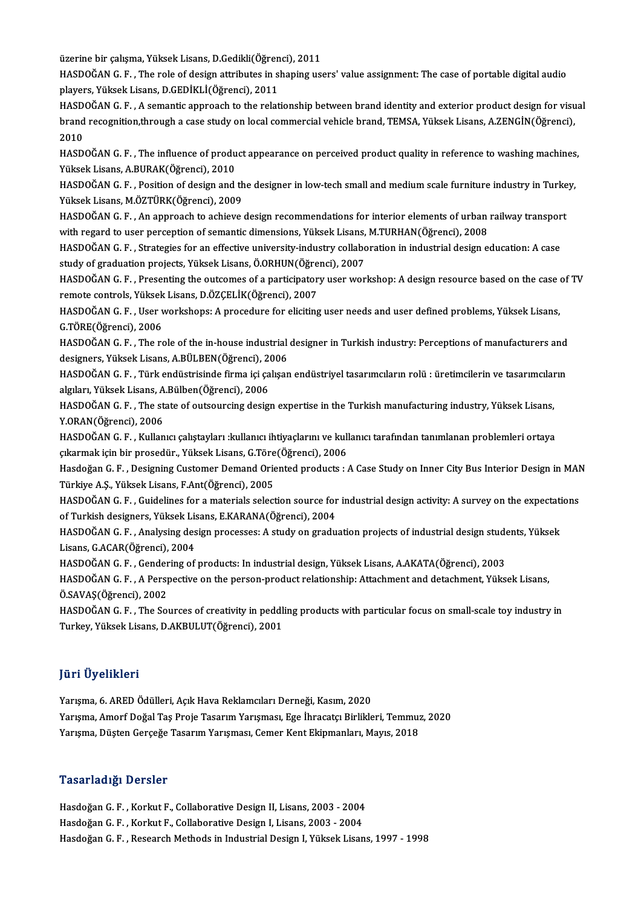üzerine bir çalışma, Yüksek Lisans, D.Gedikli(Öğrenci), 2011

HASDOĞAN G. F. , The role of design attributes in shaping users' value assignment: The case of portable digital audio players, Yüksek Lisans, D.GEDİKLİ(Öğrenci), 2011

HASDOĞAN G. F. , A semantic approach to the relationship between brand identity and exterior product design for visual brand recognition,through a case study on local commercial vehicle brand, TEMSA, Yüksek Lisans, A.ZENGİN(Öğrenci), 2010

HASDOĞAN G. F. , The influence of product appearance on perceived product quality in reference to washing machines, Yüksek Lisans, A.BURAK(Öğrenci), 2010

HASDOĞAN G. F. , Position of design and the designer in low-tech small and medium scale furniture industry in Turkey, Yüksek Lisans, M.ÖZTÜRK(Öğrenci), 2009

HASDOĞAN G. F. , An approach to achieve design recommendations for interior elements of urban railway transport with regard to user perception of semantic dimensions, Yüksek Lisans, M.TURHAN(Öğrenci), 2008

HASDOĞAN G. F. , Strategies for an effective university-industry collaboration in industrial design education: A case study of graduation projects, Yüksek Lisans, Ö.ORHUN(Öğrenci), 2007

HASDOĞAN G. F. , Presenting the outcomes of a participatory user workshop: A design resource based on the case of TV remote controls, Yüksek Lisans, D.ÖZÇELİK(Öğrenci), 2007

HASDOĞAN G. F. , User workshops: A procedure for eliciting user needs and user defined problems, Yüksek Lisans, G.TÖRE(Öğrenci), 2006

HASDOĞAN G. F. , The role of the in-house industrial designer in Turkish industry: Perceptions of manufacturers and designers, Yüksek Lisans, A.BÜLBEN(Öğrenci), 2006

HASDOĞAN G. F. , Türk endüstrisinde firma içi çalışan endüstriyel tasarımcıların rolü : üretimcilerin ve tasarımcıların algıları, Yüksek Lisans, A.Bülben(Öğrenci), 2006

HASDOĞAN G. F. , The state of outsourcing design expertise in the Turkish manufacturing industry, Yüksek Lisans, Y.ORAN(Öğrenci), 2006

HASDOĞAN G. F. , Kullanıcı çalıştayları :kullanıcı ihtiyaçlarını ve kullanıcı tarafından tanımlanan problemleri ortaya çıkarmak için bir prosedür., Yüksek Lisans, G.Töre(Öğrenci), 2006

Hasdoğan G. F. , Designing Customer Demand Oriented products : A Case Study on Inner City Bus Interior Design in MAN Türkiye A.Ş., Yüksek Lisans, F.Ant(Öğrenci), 2005

HASDOĞAN G. F. , Guidelines for a materials selection source for industrial design activity: A survey on the expectations of Turkish designers, Yüksek Lisans, E.KARANA(Öğrenci), 2004

HASDOĞAN G. F. , Analysing design processes: A study on graduation projects of industrial design students, Yüksek Lisans, G.ACAR(Öğrenci), 2004

HASDOĞAN G. F. , Gendering of products: In industrial design, Yüksek Lisans, A.AKATA(Öğrenci), 2003

HASDOĞAN G. F. , A Perspective on the person-product relationship: Attachment and detachment, Yüksek Lisans, Ö.SAVAŞ(Öğrenci), 2002

HASDOĞAN G. F. , The Sources of creativity in peddling products with particular focus on small-scale toy industry in Turkey, Yüksek Lisans, D.AKBULUT(Öğrenci), 2001

## Jüri Üyelikleri

Yarışma, 6. ARED Ödülleri, Açık Hava Reklamcıları Derneği, Kasım, 2020

Yarışma, Amorf Doğal Taş Proje Tasarım Yarışması, Ege İhracatçı Birlikleri, Temmuz, 2020

Yarışma, Düşten Gerçeğe Tasarım Yarışması, Cemer Kent Ekipmanları, Mayıs, 2018

## Tasarladığı Dersler

Hasdoğan G. F. , Korkut F., Collaborative Design II, Lisans, 2003 - 2004

Hasdoğan G. F. , Korkut F., Collaborative Design I, Lisans, 2003 - 2004

Hasdoğan G. F. , Research Methods in Industrial Design I, Yüksek Lisans, 1997 - 1998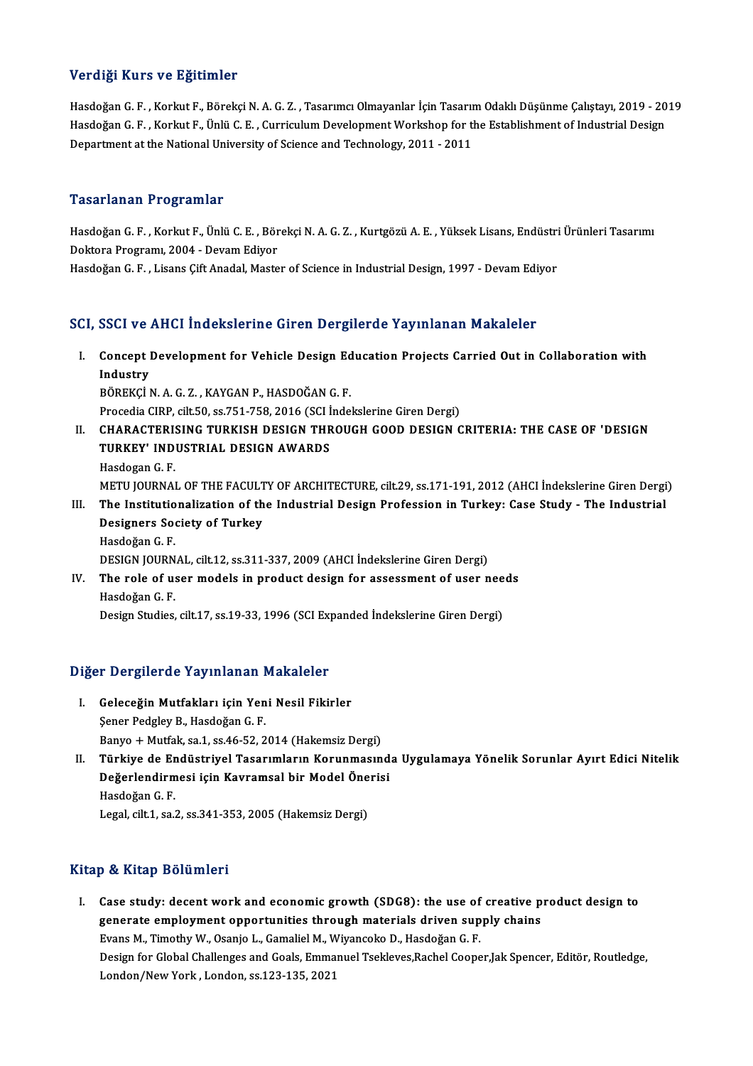## Verdiği Kurs ve Eğitimler

Hasdoğan G. F. , Korkut F., Börekçi N. A. G. Z. , Tasarımcı Olmayanlar İçin Tasarım Odaklı Düşünme Çalıştayı, 2019 - 2019
Hasdoğan G. F. , Korkut F., Ünlü C. E. , Curriculum Development Workshop for the Establishment of Industrial Design Department at the National University of Science and Technology, 2011 - 2011

## Tasarlanan Programlar

Hasdoğan G. F. , Korkut F., Ünlü C. E. , Börekçi N. A. G. Z. , Kurtgözü A. E. , Yüksek Lisans, Endüstri Ürünleri Tasarımı Doktora Programı, 2004 - Devam Ediyor
Hasdoğan G. F. , Lisans Çift Anadal, Master of Science in Industrial Design, 1997 - Devam Ediyor

## SCI, SSCI ve AHCI İndekslerine Giren Dergilerde Yayınlanan Makaleler

I. **Concept Development for Vehicle Design Education Projects Carried Out in Collaboration with Industry**
   BÖREKÇİ N. A. G. Z. , KAYGAN P., HASDOĞAN G. F.
   Procedia CIRP, cilt.50, ss.751-758, 2016 (SCI İndekslerine Giren Dergi)
II. **CHARACTERISING TURKISH DESIGN THROUGH GOOD DESIGN CRITERIA: THE CASE OF 'DESIGN TURKEY' INDUSTRIAL DESIGN AWARDS**
   Hasdogan G. F.
   METU JOURNAL OF THE FACULTY OF ARCHITECTURE, cilt.29, ss.171-191, 2012 (AHCI İndekslerine Giren Dergi)
III. **The Institutionalization of the Industrial Design Profession in Turkey: Case Study - The Industrial Designers Society of Turkey**
   Hasdoğan G. F.
   DESIGN JOURNAL, cilt.12, ss.311-337, 2009 (AHCI İndekslerine Giren Dergi)
IV. **The role of user models in product design for assessment of user needs**
   Hasdoğan G. F.
   Design Studies, cilt.17, ss.19-33, 1996 (SCI Expanded İndekslerine Giren Dergi)

## Diğer Dergilerde Yayınlanan Makaleler

I. **Geleceğin Mutfakları için Yeni Nesil Fikirler**
   Şener Pedgley B., Hasdoğan G. F.
   Banyo + Mutfak, sa.1, ss.46-52, 2014 (Hakemsiz Dergi)
II. **Türkiye de Endüstriyel Tasarımların Korunmasında Uygulamaya Yönelik Sorunlar Ayırt Edici Nitelik Değerlendirmesi için Kavramsal bir Model Önerisi**
   Hasdoğan G. F.
   Legal, cilt.1, sa.2, ss.341-353, 2005 (Hakemsiz Dergi)

## Kitap & Kitap Bölümleri

I. **Case study: decent work and economic growth (SDG8): the use of creative product design to generate employment opportunities through materials driven supply chains**
   Evans M., Timothy W., Osanjo L., Gamaliel M., Wiyancoko D., Hasdoğan G. F.
   Design for Global Challenges and Goals, Emmanuel Tsekleves,Rachel Cooper,Jak Spencer, Editör, Routledge, London/New York , London, ss.123-135, 2021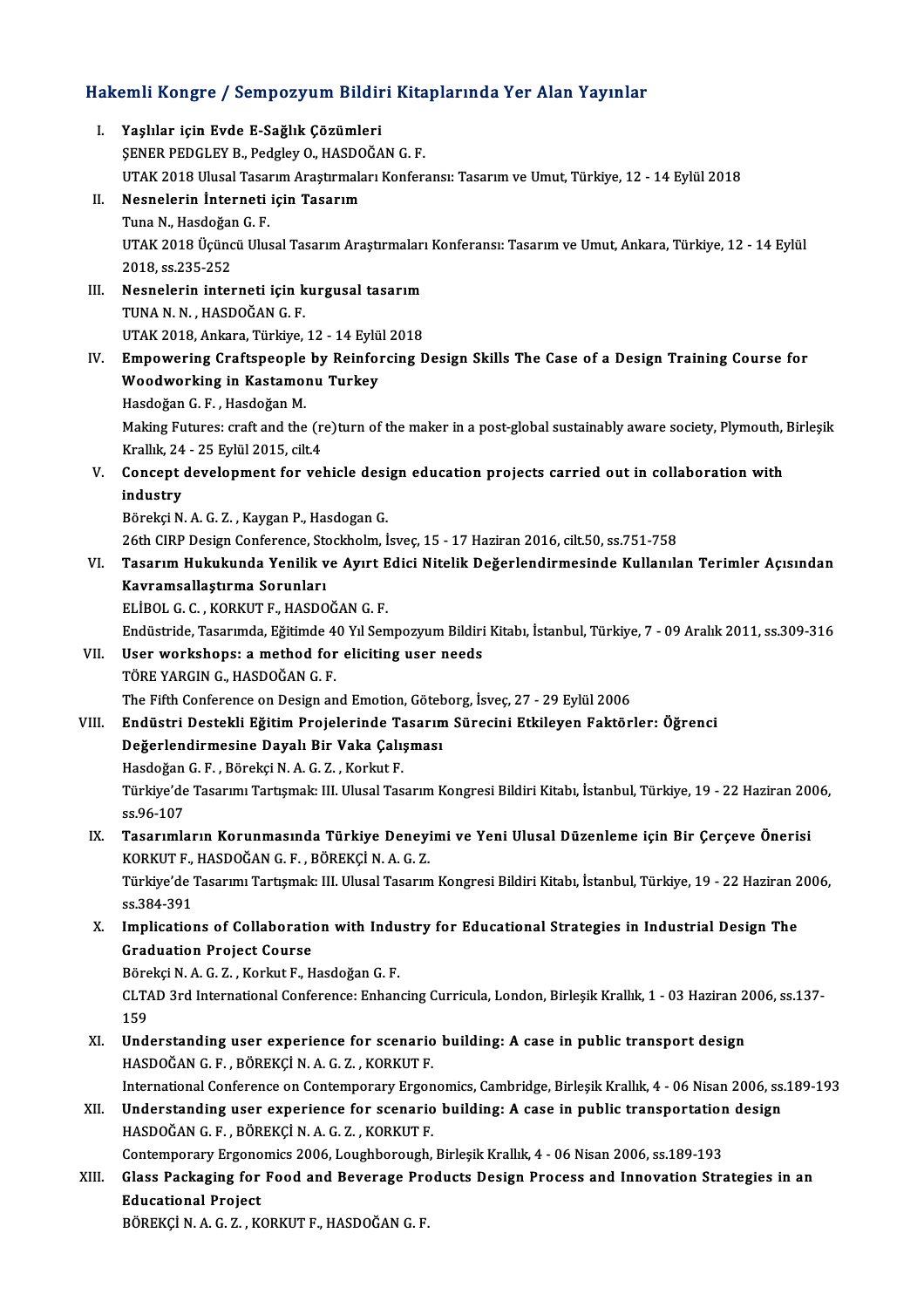## Hakemli Kongre / Sempozyum Bildiri Kitaplarında Yer Alan Yayınlar

I. **Yaşlılar için Evde E-Sağlık Çözümleri**
ŞENER PEDGLEY B., Pedgley O., HASDOĞAN G. F.
UTAK 2018 Ulusal Tasarım Araştırmaları Konferansı: Tasarım ve Umut, Türkiye, 12 - 14 Eylül 2018

II. **Nesnelerin İnterneti için Tasarım**
Tuna N., Hasdoğan G. F.
UTAK 2018 Üçüncü Ulusal Tasarım Araştırmaları Konferansı: Tasarım ve Umut, Ankara, Türkiye, 12 - 14 Eylül 2018, ss.235-252

III. **Nesnelerin interneti için kurgusal tasarım**
TUNA N. N. , HASDOĞAN G. F.
UTAK 2018, Ankara, Türkiye, 12 - 14 Eylül 2018

IV. **Empowering Craftspeople by Reinforcing Design Skills The Case of a Design Training Course for Woodworking in Kastamonu Turkey**
Hasdoğan G. F. , Hasdoğan M.
Making Futures: craft and the (re)turn of the maker in a post-global sustainably aware society, Plymouth, Birleşik Krallık, 24 - 25 Eylül 2015, cilt.4

V. **Concept development for vehicle design education projects carried out in collaboration with industry**
Börekçi N. A. G. Z. , Kaygan P., Hasdogan G.
26th CIRP Design Conference, Stockholm, İsveç, 15 - 17 Haziran 2016, cilt.50, ss.751-758

VI. **Tasarım Hukukunda Yenilik ve Ayırt Edici Nitelik Değerlendirmesinde Kullanılan Terimler Açısından Kavramsallaştırma Sorunları**
ELİBOL G. C. , KORKUT F., HASDOĞAN G. F.
Endüstride, Tasarımda, Eğitimde 40 Yıl Sempozyum Bildiri Kitabı, İstanbul, Türkiye, 7 - 09 Aralık 2011, ss.309-316

VII. **User workshops: a method for eliciting user needs**
TÖRE YARGIN G., HASDOĞAN G. F.
The Fifth Conference on Design and Emotion, Göteborg, İsveç, 27 - 29 Eylül 2006

VIII. **Endüstri Destekli Eğitim Projelerinde Tasarım Sürecini Etkileyen Faktörler: Öğrenci Değerlendirmesine Dayalı Bir Vaka Çalışması**
Hasdoğan G. F. , Börekçi N. A. G. Z. , Korkut F.
Türkiye'de Tasarımı Tartışmak: III. Ulusal Tasarım Kongresi Bildiri Kitabı, İstanbul, Türkiye, 19 - 22 Haziran 2006, ss.96-107

IX. **Tasarımların Korunmasında Türkiye Deneyimi ve Yeni Ulusal Düzenleme için Bir Çerçeve Önerisi**
KORKUT F., HASDOĞAN G. F. , BÖREKÇİ N. A. G. Z.
Türkiye'de Tasarımı Tartışmak: III. Ulusal Tasarım Kongresi Bildiri Kitabı, İstanbul, Türkiye, 19 - 22 Haziran 2006, ss.384-391

X. **Implications of Collaboration with Industry for Educational Strategies in Industrial Design The Graduation Project Course**
Börekçi N. A. G. Z. , Korkut F., Hasdoğan G. F.
CLTAD 3rd International Conference: Enhancing Curricula, London, Birleşik Krallık, 1 - 03 Haziran 2006, ss.137-159

XI. **Understanding user experience for scenario building: A case in public transport design**
HASDOĞAN G. F. , BÖREKÇİ N. A. G. Z. , KORKUT F.
International Conference on Contemporary Ergonomics, Cambridge, Birleşik Krallık, 4 - 06 Nisan 2006, ss.189-193

XII. **Understanding user experience for scenario building: A case in public transportation design**
HASDOĞAN G. F. , BÖREKÇİ N. A. G. Z. , KORKUT F.
Contemporary Ergonomics 2006, Loughborough, Birleşik Krallık, 4 - 06 Nisan 2006, ss.189-193

XIII. **Glass Packaging for Food and Beverage Products Design Process and Innovation Strategies in an Educational Project**
BÖREKÇİ N. A. G. Z. , KORKUT F., HASDOĞAN G. F.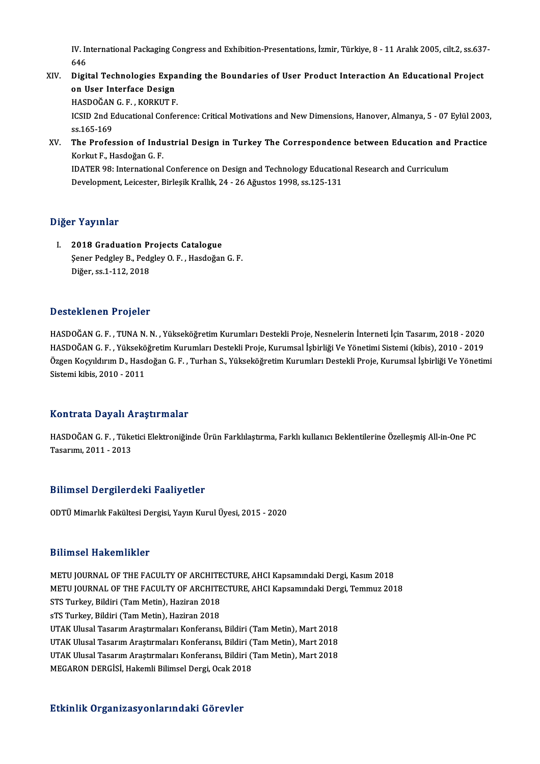IV. International Packaging Congress and Exhibition-Presentations, İzmir, Türkiye, 8 - 11 Aralık 2005, cilt.2, ss.637-646

XIV. **Digital Technologies Expanding the Boundaries of User Product Interaction An Educational Project on User Interface Design**
HASDOĞAN G. F. , KORKUT F.
ICSID 2nd Educational Conference: Critical Motivations and New Dimensions, Hanover, Almanya, 5 - 07 Eylül 2003, ss.165-169

XV. **The Profession of Industrial Design in Turkey The Correspondence between Education and Practice**
Korkut F., Hasdoğan G. F.
IDATER 98: International Conference on Design and Technology Educational Research and Curriculum Development, Leicester, Birleşik Krallık, 24 - 26 Ağustos 1998, ss.125-131

## Diğer Yayınlar

I. **2018 Graduation Projects Catalogue**
Şener Pedgley B., Pedgley O. F. , Hasdoğan G. F.
Diğer, ss.1-112, 2018

## Desteklenen Projeler

HASDOĞAN G. F. , TUNA N. N. , Yükseköğretim Kurumları Destekli Proje, Nesnelerin İnterneti İçin Tasarım, 2018 - 2020
HASDOĞAN G. F. , Yükseköğretim Kurumları Destekli Proje, Kurumsal İşbirliği Ve Yönetimi Sistemi (kibis), 2010 - 2019
Özgen Koçyıldırım D., Hasdoğan G. F. , Turhan S., Yükseköğretim Kurumları Destekli Proje, Kurumsal İşbirliği Ve Yönetimi Sistemi kibis, 2010 - 2011

## Kontrata Dayalı Araştırmalar

HASDOĞAN G. F. , Tüketici Elektroniğinde Ürün Farklılaştırma, Farklı kullanıcı Beklentilerine Özelleşmiş All-in-One PC Tasarımı, 2011 - 2013

## Bilimsel Dergilerdeki Faaliyetler

ODTÜ Mimarlık Fakültesi Dergisi, Yayın Kurul Üyesi, 2015 - 2020

## Bilimsel Hakemlikler

METU JOURNAL OF THE FACULTY OF ARCHITECTURE, AHCI Kapsamındaki Dergi, Kasım 2018
METU JOURNAL OF THE FACULTY OF ARCHITECTURE, AHCI Kapsamındaki Dergi, Temmuz 2018
STS Turkey, Bildiri (Tam Metin), Haziran 2018
sTS Turkey, Bildiri (Tam Metin), Haziran 2018
UTAK Ulusal Tasarım Araştırmaları Konferansı, Bildiri (Tam Metin), Mart 2018
UTAK Ulusal Tasarım Araştırmaları Konferansı, Bildiri (Tam Metin), Mart 2018
UTAK Ulusal Tasarım Araştırmaları Konferansı, Bildiri (Tam Metin), Mart 2018
MEGARON DERGİSİ, Hakemli Bilimsel Dergi, Ocak 2018

## Etkinlik Organizasyonlarındaki Görevler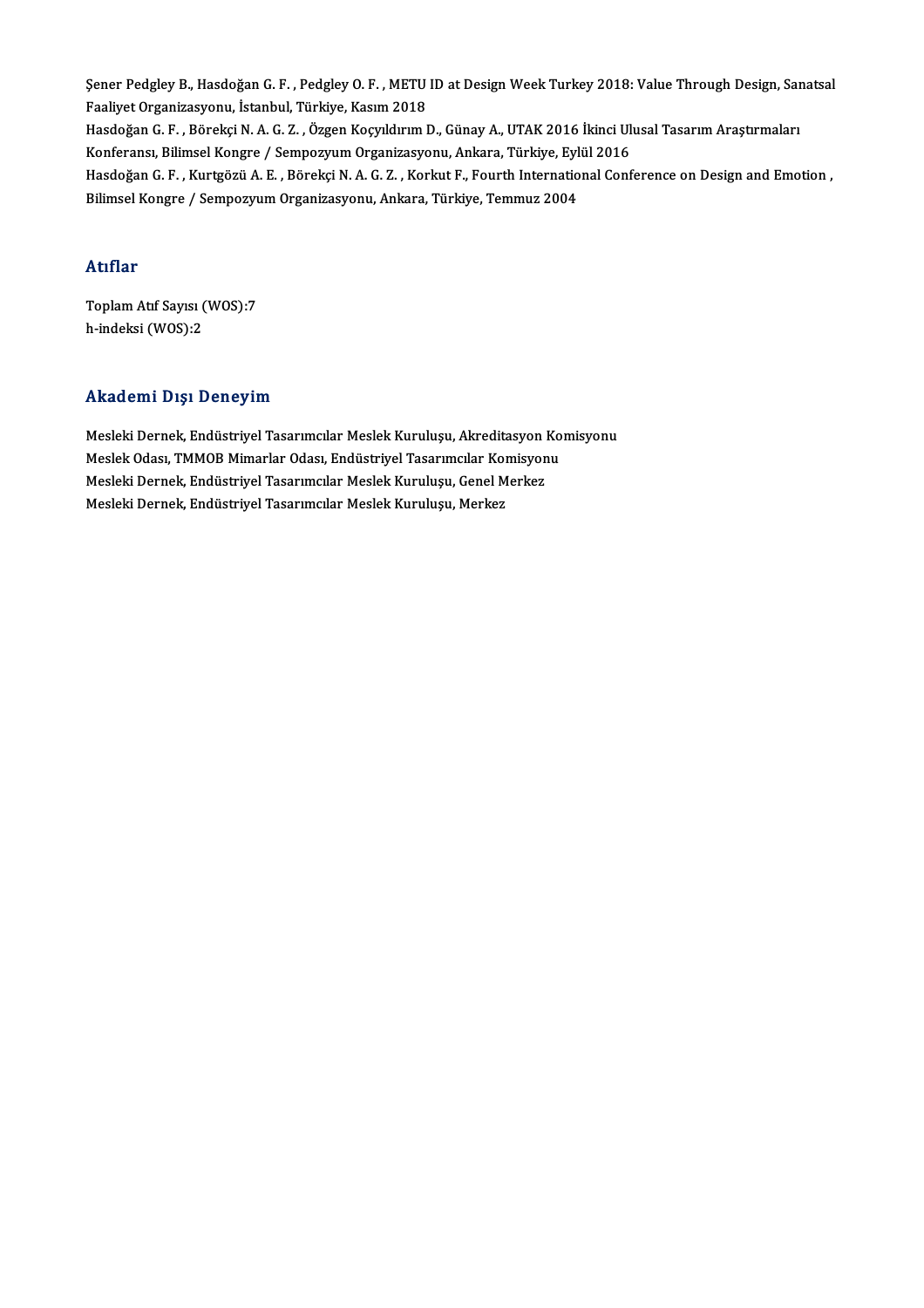Şener Pedgley B., Hasdoğan G. F. , Pedgley O. F. , METU ID at Design Week Turkey 2018: Value Through Design, Sanatsal Faaliyet Organizasyonu, İstanbul, Türkiye, Kasım 2018

Hasdoğan G. F. , Börekçi N. A. G. Z. , Özgen Koçyıldırım D., Günay A., UTAK 2016 İkinci Ulusal Tasarım Araştırmaları Konferansı, Bilimsel Kongre / Sempozyum Organizasyonu, Ankara, Türkiye, Eylül 2016

Hasdoğan G. F. , Kurtgözü A. E. , Börekçi N. A. G. Z. , Korkut F., Fourth International Conference on Design and Emotion , Bilimsel Kongre / Sempozyum Organizasyonu, Ankara, Türkiye, Temmuz 2004

## Atıflar

Toplam Atıf Sayısı (WOS):7
h-indeksi (WOS):2

## Akademi Dışı Deneyim

Mesleki Dernek, Endüstriyel Tasarımcılar Meslek Kuruluşu, Akreditasyon Komisyonu
Meslek Odası, TMMOB Mimarlar Odası, Endüstriyel Tasarımcılar Komisyonu
Mesleki Dernek, Endüstriyel Tasarımcılar Meslek Kuruluşu, Genel Merkez
Mesleki Dernek, Endüstriyel Tasarımcılar Meslek Kuruluşu, Merkez